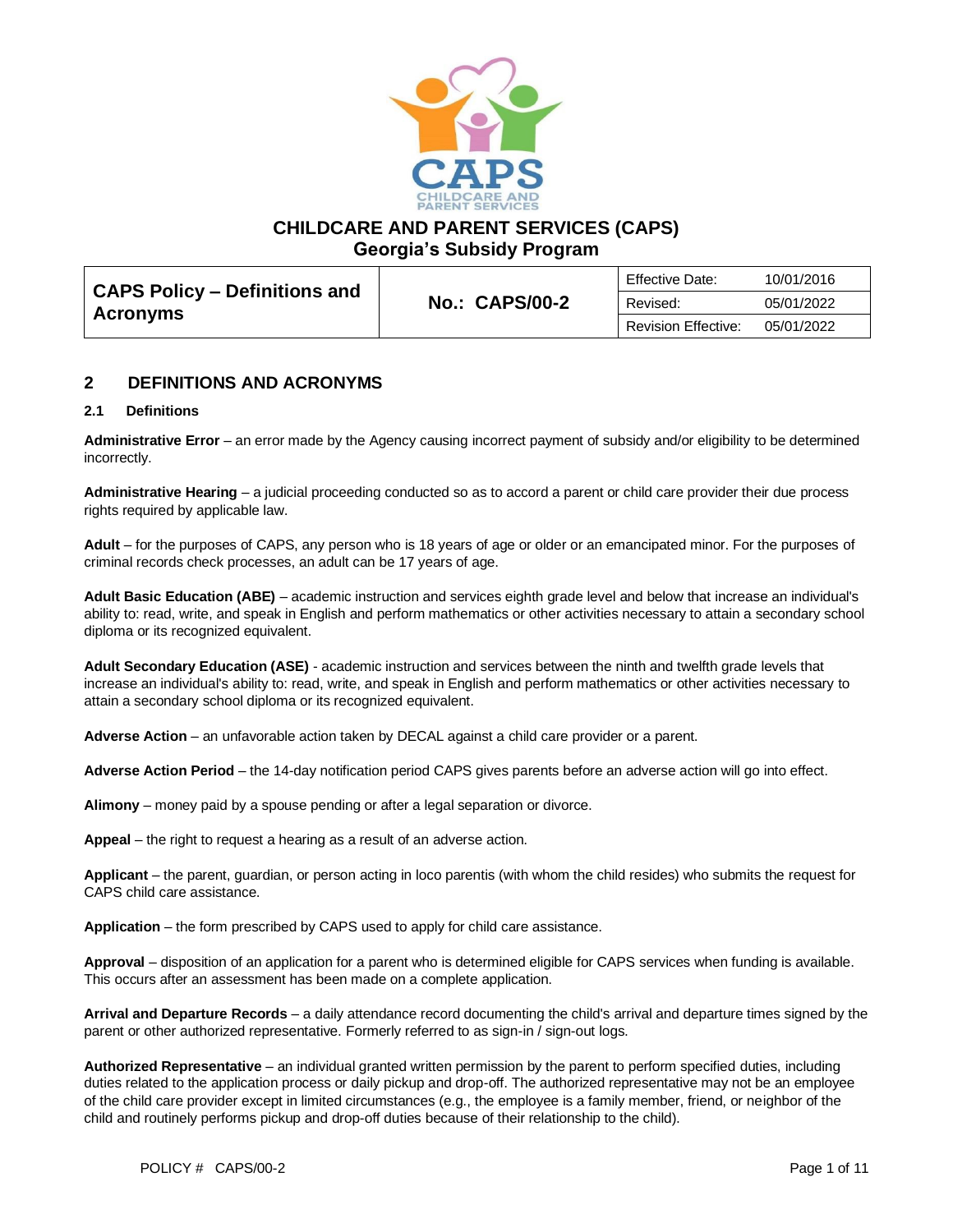# CHILDCARE AND PARENT SERVICES (CAPS)
## Georgia's Subsidy Program

| CAPS Policy – Definitions and Acronyms | No.: CAPS/00-2 | Effective Date: | 10/01/2016 |
|---|---|---|---|
| | | Revised: | 05/01/2022 |
| | | Revision Effective: | 05/01/2022 |

## 2 DEFINITIONS AND ACRONYMS

### 2.1 Definitions

**Administrative Error** – an error made by the Agency causing incorrect payment of subsidy and/or eligibility to be determined incorrectly.

**Administrative Hearing** – a judicial proceeding conducted so as to accord a parent or child care provider their due process rights required by applicable law.

**Adult** – for the purposes of CAPS, any person who is 18 years of age or older or an emancipated minor. For the purposes of criminal records check processes, an adult can be 17 years of age.

**Adult Basic Education (ABE)** – academic instruction and services eighth grade level and below that increase an individual's ability to: read, write, and speak in English and perform mathematics or other activities necessary to attain a secondary school diploma or its recognized equivalent.

**Adult Secondary Education (ASE)** - academic instruction and services between the ninth and twelfth grade levels that increase an individual's ability to: read, write, and speak in English and perform mathematics or other activities necessary to attain a secondary school diploma or its recognized equivalent.

**Adverse Action** – an unfavorable action taken by DECAL against a child care provider or a parent.

**Adverse Action Period** – the 14-day notification period CAPS gives parents before an adverse action will go into effect.

**Alimony** – money paid by a spouse pending or after a legal separation or divorce.

**Appeal** – the right to request a hearing as a result of an adverse action.

**Applicant** – the parent, guardian, or person acting in loco parentis (with whom the child resides) who submits the request for CAPS child care assistance.

**Application** – the form prescribed by CAPS used to apply for child care assistance.

**Approval** – disposition of an application for a parent who is determined eligible for CAPS services when funding is available. This occurs after an assessment has been made on a complete application.

**Arrival and Departure Records** – a daily attendance record documenting the child's arrival and departure times signed by the parent or other authorized representative. Formerly referred to as sign-in / sign-out logs.

**Authorized Representative** – an individual granted written permission by the parent to perform specified duties, including duties related to the application process or daily pickup and drop-off. The authorized representative may not be an employee of the child care provider except in limited circumstances (e.g., the employee is a family member, friend, or neighbor of the child and routinely performs pickup and drop-off duties because of their relationship to the child).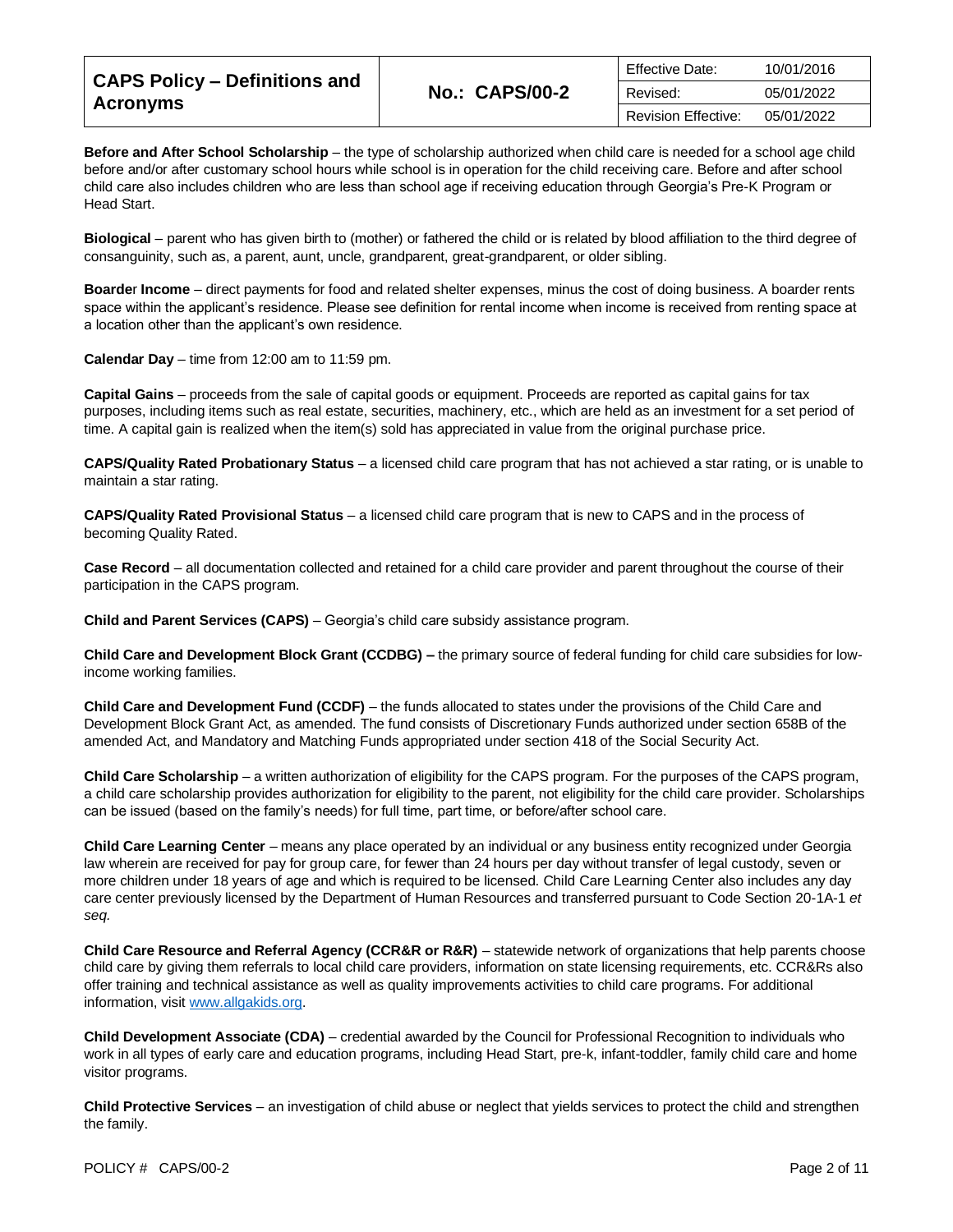**Before and After School Scholarship** – the type of scholarship authorized when child care is needed for a school age child before and/or after customary school hours while school is in operation for the child receiving care. Before and after school child care also includes children who are less than school age if receiving education through Georgia's Pre-K Program or Head Start.

**Biological** – parent who has given birth to (mother) or fathered the child or is related by blood affiliation to the third degree of consanguinity, such as, a parent, aunt, uncle, grandparent, great-grandparent, or older sibling.

**Boarder Income** – direct payments for food and related shelter expenses, minus the cost of doing business. A boarder rents space within the applicant's residence. Please see definition for rental income when income is received from renting space at a location other than the applicant's own residence.

**Calendar Day** – time from 12:00 am to 11:59 pm.

**Capital Gains** – proceeds from the sale of capital goods or equipment. Proceeds are reported as capital gains for tax purposes, including items such as real estate, securities, machinery, etc., which are held as an investment for a set period of time. A capital gain is realized when the item(s) sold has appreciated in value from the original purchase price.

**CAPS/Quality Rated Probationary Status** – a licensed child care program that has not achieved a star rating, or is unable to maintain a star rating.

**CAPS/Quality Rated Provisional Status** – a licensed child care program that is new to CAPS and in the process of becoming Quality Rated.

**Case Record** – all documentation collected and retained for a child care provider and parent throughout the course of their participation in the CAPS program.

**Child and Parent Services (CAPS)** – Georgia's child care subsidy assistance program.

**Child Care and Development Block Grant (CCDBG) –** the primary source of federal funding for child care subsidies for low-income working families.

**Child Care and Development Fund (CCDF)** – the funds allocated to states under the provisions of the Child Care and Development Block Grant Act, as amended. The fund consists of Discretionary Funds authorized under section 658B of the amended Act, and Mandatory and Matching Funds appropriated under section 418 of the Social Security Act.

**Child Care Scholarship** – a written authorization of eligibility for the CAPS program. For the purposes of the CAPS program, a child care scholarship provides authorization for eligibility to the parent, not eligibility for the child care provider. Scholarships can be issued (based on the family's needs) for full time, part time, or before/after school care.

**Child Care Learning Center** – means any place operated by an individual or any business entity recognized under Georgia law wherein are received for pay for group care, for fewer than 24 hours per day without transfer of legal custody, seven or more children under 18 years of age and which is required to be licensed. Child Care Learning Center also includes any day care center previously licensed by the Department of Human Resources and transferred pursuant to Code Section 20-1A-1 *et seq.*

**Child Care Resource and Referral Agency (CCR&R or R&R)** – statewide network of organizations that help parents choose child care by giving them referrals to local child care providers, information on state licensing requirements, etc. CCR&Rs also offer training and technical assistance as well as quality improvements activities to child care programs. For additional information, visit www.allgakids.org.

**Child Development Associate (CDA)** – credential awarded by the Council for Professional Recognition to individuals who work in all types of early care and education programs, including Head Start, pre-k, infant-toddler, family child care and home visitor programs.

**Child Protective Services** – an investigation of child abuse or neglect that yields services to protect the child and strengthen the family.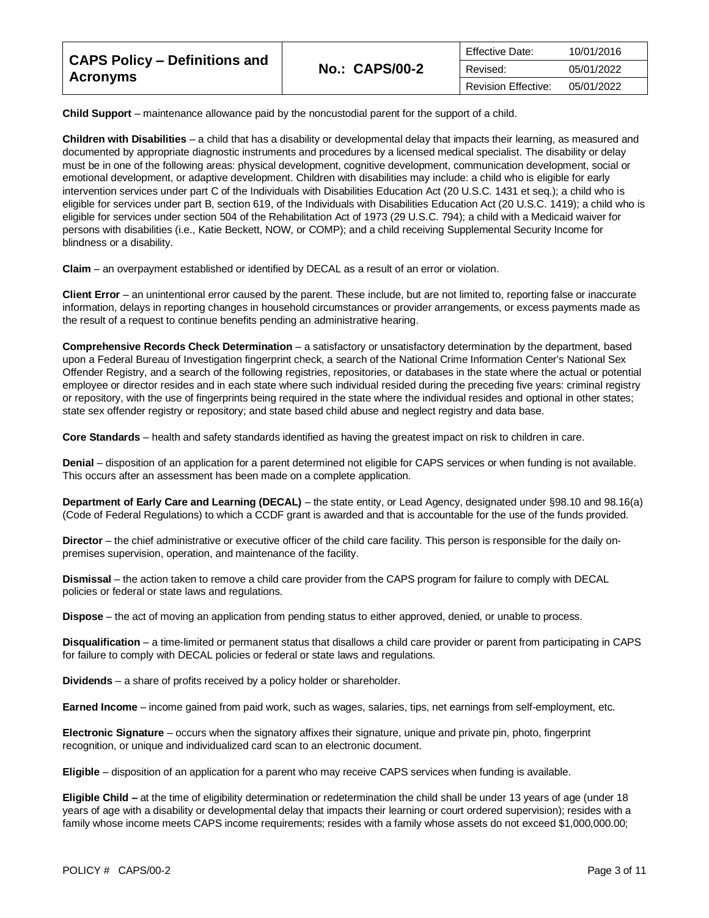**Child Support** – maintenance allowance paid by the noncustodial parent for the support of a child.

**Children with Disabilities** – a child that has a disability or developmental delay that impacts their learning, as measured and documented by appropriate diagnostic instruments and procedures by a licensed medical specialist. The disability or delay must be in one of the following areas: physical development, cognitive development, communication development, social or emotional development, or adaptive development. Children with disabilities may include: a child who is eligible for early intervention services under part C of the Individuals with Disabilities Education Act (20 U.S.C. 1431 et seq.); a child who is eligible for services under part B, section 619, of the Individuals with Disabilities Education Act (20 U.S.C. 1419); a child who is eligible for services under section 504 of the Rehabilitation Act of 1973 (29 U.S.C. 794); a child with a Medicaid waiver for persons with disabilities (i.e., Katie Beckett, NOW, or COMP); and a child receiving Supplemental Security Income for blindness or a disability.

**Claim** – an overpayment established or identified by DECAL as a result of an error or violation.

**Client Error** – an unintentional error caused by the parent. These include, but are not limited to, reporting false or inaccurate information, delays in reporting changes in household circumstances or provider arrangements, or excess payments made as the result of a request to continue benefits pending an administrative hearing.

**Comprehensive Records Check Determination** – a satisfactory or unsatisfactory determination by the department, based upon a Federal Bureau of Investigation fingerprint check, a search of the National Crime Information Center's National Sex Offender Registry, and a search of the following registries, repositories, or databases in the state where the actual or potential employee or director resides and in each state where such individual resided during the preceding five years: criminal registry or repository, with the use of fingerprints being required in the state where the individual resides and optional in other states; state sex offender registry or repository; and state based child abuse and neglect registry and data base.

**Core Standards** – health and safety standards identified as having the greatest impact on risk to children in care.

**Denial** – disposition of an application for a parent determined not eligible for CAPS services or when funding is not available. This occurs after an assessment has been made on a complete application.

**Department of Early Care and Learning (DECAL)** – the state entity, or Lead Agency, designated under §98.10 and 98.16(a) (Code of Federal Regulations) to which a CCDF grant is awarded and that is accountable for the use of the funds provided.

**Director** – the chief administrative or executive officer of the child care facility. This person is responsible for the daily on-premises supervision, operation, and maintenance of the facility.

**Dismissal** – the action taken to remove a child care provider from the CAPS program for failure to comply with DECAL policies or federal or state laws and regulations.

**Dispose** – the act of moving an application from pending status to either approved, denied, or unable to process.

**Disqualification** – a time-limited or permanent status that disallows a child care provider or parent from participating in CAPS for failure to comply with DECAL policies or federal or state laws and regulations.

**Dividends** – a share of profits received by a policy holder or shareholder.

**Earned Income** – income gained from paid work, such as wages, salaries, tips, net earnings from self-employment, etc.

**Electronic Signature** – occurs when the signatory affixes their signature, unique and private pin, photo, fingerprint recognition, or unique and individualized card scan to an electronic document.

**Eligible** – disposition of an application for a parent who may receive CAPS services when funding is available.

**Eligible Child –** at the time of eligibility determination or redetermination the child shall be under 13 years of age (under 18 years of age with a disability or developmental delay that impacts their learning or court ordered supervision); resides with a family whose income meets CAPS income requirements; resides with a family whose assets do not exceed $1,000,000.00;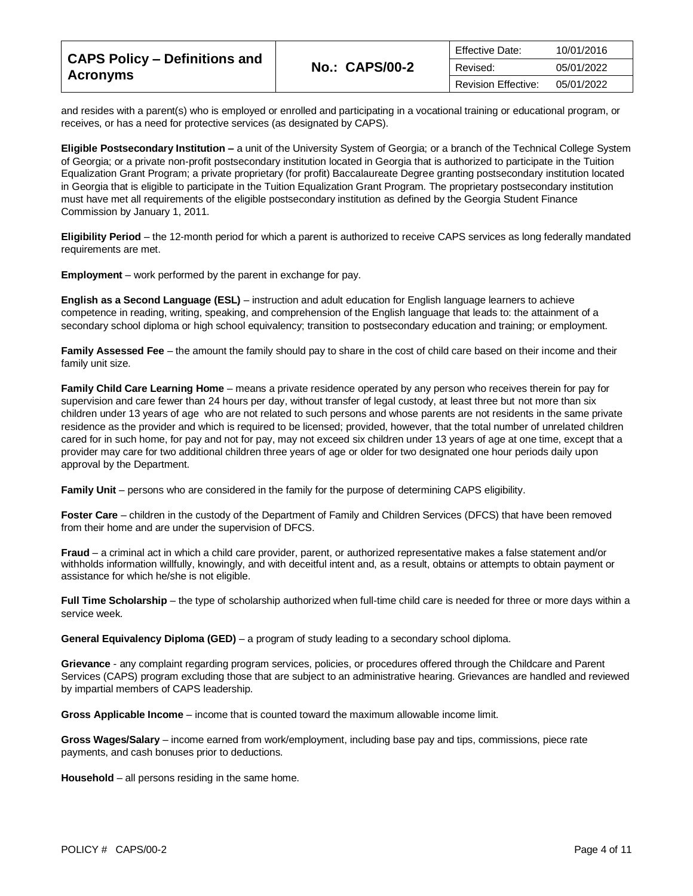and resides with a parent(s) who is employed or enrolled and participating in a vocational training or educational program, or receives, or has a need for protective services (as designated by CAPS).

**Eligible Postsecondary Institution –** a unit of the University System of Georgia; or a branch of the Technical College System of Georgia; or a private non-profit postsecondary institution located in Georgia that is authorized to participate in the Tuition Equalization Grant Program; a private proprietary (for profit) Baccalaureate Degree granting postsecondary institution located in Georgia that is eligible to participate in the Tuition Equalization Grant Program. The proprietary postsecondary institution must have met all requirements of the eligible postsecondary institution as defined by the Georgia Student Finance Commission by January 1, 2011.

**Eligibility Period** – the 12-month period for which a parent is authorized to receive CAPS services as long federally mandated requirements are met.

**Employment** – work performed by the parent in exchange for pay.

**English as a Second Language (ESL)** – instruction and adult education for English language learners to achieve competence in reading, writing, speaking, and comprehension of the English language that leads to: the attainment of a secondary school diploma or high school equivalency; transition to postsecondary education and training; or employment.

**Family Assessed Fee** – the amount the family should pay to share in the cost of child care based on their income and their family unit size.

**Family Child Care Learning Home** – means a private residence operated by any person who receives therein for pay for supervision and care fewer than 24 hours per day, without transfer of legal custody, at least three but not more than six children under 13 years of age who are not related to such persons and whose parents are not residents in the same private residence as the provider and which is required to be licensed; provided, however, that the total number of unrelated children cared for in such home, for pay and not for pay, may not exceed six children under 13 years of age at one time, except that a provider may care for two additional children three years of age or older for two designated one hour periods daily upon approval by the Department.

**Family Unit** – persons who are considered in the family for the purpose of determining CAPS eligibility.

**Foster Care** – children in the custody of the Department of Family and Children Services (DFCS) that have been removed from their home and are under the supervision of DFCS.

**Fraud** – a criminal act in which a child care provider, parent, or authorized representative makes a false statement and/or withholds information willfully, knowingly, and with deceitful intent and, as a result, obtains or attempts to obtain payment or assistance for which he/she is not eligible.

**Full Time Scholarship** – the type of scholarship authorized when full-time child care is needed for three or more days within a service week.

**General Equivalency Diploma (GED)** – a program of study leading to a secondary school diploma.

**Grievance** - any complaint regarding program services, policies, or procedures offered through the Childcare and Parent Services (CAPS) program excluding those that are subject to an administrative hearing. Grievances are handled and reviewed by impartial members of CAPS leadership.

**Gross Applicable Income** – income that is counted toward the maximum allowable income limit.

**Gross Wages/Salary** – income earned from work/employment, including base pay and tips, commissions, piece rate payments, and cash bonuses prior to deductions.

**Household** – all persons residing in the same home.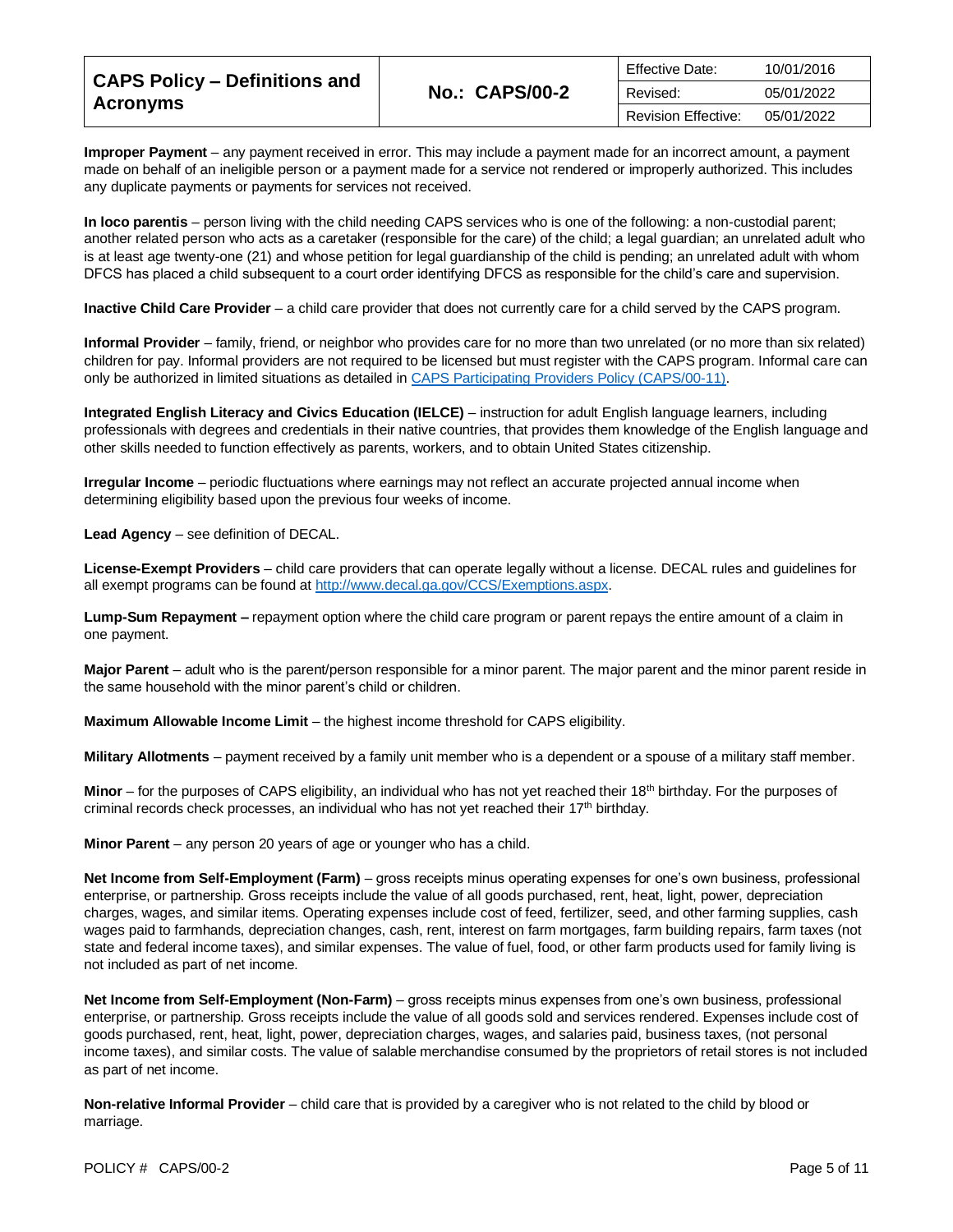**Improper Payment** – any payment received in error. This may include a payment made for an incorrect amount, a payment made on behalf of an ineligible person or a payment made for a service not rendered or improperly authorized. This includes any duplicate payments or payments for services not received.

**In loco parentis** – person living with the child needing CAPS services who is one of the following: a non-custodial parent; another related person who acts as a caretaker (responsible for the care) of the child; a legal guardian; an unrelated adult who is at least age twenty-one (21) and whose petition for legal guardianship of the child is pending; an unrelated adult with whom DFCS has placed a child subsequent to a court order identifying DFCS as responsible for the child's care and supervision.

**Inactive Child Care Provider** – a child care provider that does not currently care for a child served by the CAPS program.

**Informal Provider** – family, friend, or neighbor who provides care for no more than two unrelated (or no more than six related) children for pay. Informal providers are not required to be licensed but must register with the CAPS program. Informal care can only be authorized in limited situations as detailed in [CAPS Participating Providers Policy (CAPS/00-11)](CAPS Participating Providers Policy (CAPS/00-11)).

**Integrated English Literacy and Civics Education (IELCE)** – instruction for adult English language learners, including professionals with degrees and credentials in their native countries, that provides them knowledge of the English language and other skills needed to function effectively as parents, workers, and to obtain United States citizenship.

**Irregular Income** – periodic fluctuations where earnings may not reflect an accurate projected annual income when determining eligibility based upon the previous four weeks of income.

**Lead Agency** – see definition of DECAL.

**License-Exempt Providers** – child care providers that can operate legally without a license. DECAL rules and guidelines for all exempt programs can be found at http://www.decal.ga.gov/CCS/Exemptions.aspx.

**Lump-Sum Repayment –** repayment option where the child care program or parent repays the entire amount of a claim in one payment.

**Major Parent** – adult who is the parent/person responsible for a minor parent. The major parent and the minor parent reside in the same household with the minor parent's child or children.

**Maximum Allowable Income Limit** – the highest income threshold for CAPS eligibility.

**Military Allotments** – payment received by a family unit member who is a dependent or a spouse of a military staff member.

**Minor** – for the purposes of CAPS eligibility, an individual who has not yet reached their 18th birthday. For the purposes of criminal records check processes, an individual who has not yet reached their 17th birthday.

**Minor Parent** – any person 20 years of age or younger who has a child.

**Net Income from Self-Employment (Farm)** – gross receipts minus operating expenses for one's own business, professional enterprise, or partnership. Gross receipts include the value of all goods purchased, rent, heat, light, power, depreciation charges, wages, and similar items. Operating expenses include cost of feed, fertilizer, seed, and other farming supplies, cash wages paid to farmhands, depreciation changes, cash, rent, interest on farm mortgages, farm building repairs, farm taxes (not state and federal income taxes), and similar expenses. The value of fuel, food, or other farm products used for family living is not included as part of net income.

**Net Income from Self-Employment (Non-Farm)** – gross receipts minus expenses from one's own business, professional enterprise, or partnership. Gross receipts include the value of all goods sold and services rendered. Expenses include cost of goods purchased, rent, heat, light, power, depreciation charges, wages, and salaries paid, business taxes, (not personal income taxes), and similar costs. The value of salable merchandise consumed by the proprietors of retail stores is not included as part of net income.

**Non-relative Informal Provider** – child care that is provided by a caregiver who is not related to the child by blood or marriage.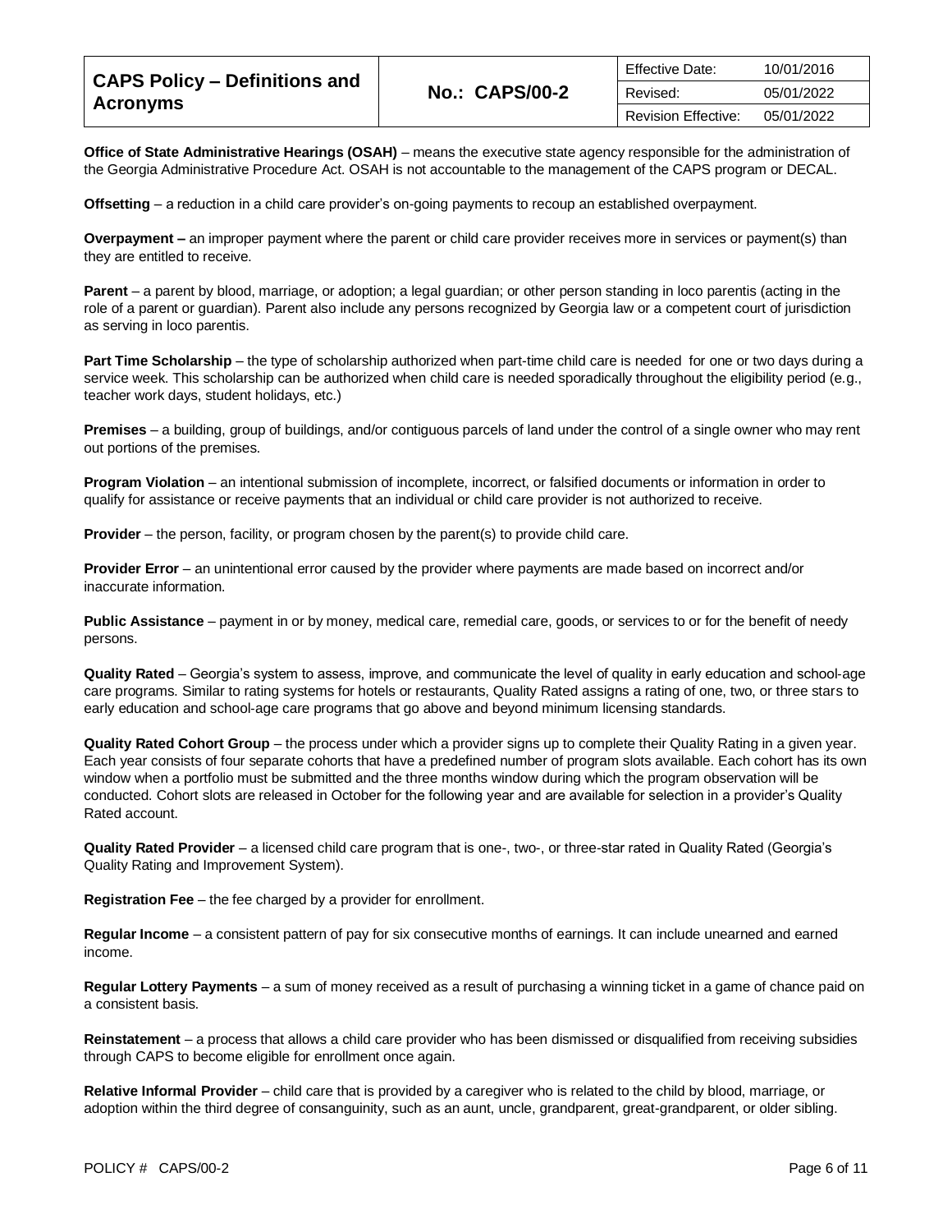**Office of State Administrative Hearings (OSAH)** – means the executive state agency responsible for the administration of the Georgia Administrative Procedure Act. OSAH is not accountable to the management of the CAPS program or DECAL.

**Offsetting** – a reduction in a child care provider's on-going payments to recoup an established overpayment.

**Overpayment –** an improper payment where the parent or child care provider receives more in services or payment(s) than they are entitled to receive.

**Parent** – a parent by blood, marriage, or adoption; a legal guardian; or other person standing in loco parentis (acting in the role of a parent or guardian). Parent also include any persons recognized by Georgia law or a competent court of jurisdiction as serving in loco parentis.

**Part Time Scholarship** – the type of scholarship authorized when part-time child care is needed for one or two days during a service week. This scholarship can be authorized when child care is needed sporadically throughout the eligibility period (e.g., teacher work days, student holidays, etc.)

**Premises** – a building, group of buildings, and/or contiguous parcels of land under the control of a single owner who may rent out portions of the premises.

**Program Violation** – an intentional submission of incomplete, incorrect, or falsified documents or information in order to qualify for assistance or receive payments that an individual or child care provider is not authorized to receive.

**Provider** – the person, facility, or program chosen by the parent(s) to provide child care.

**Provider Error** – an unintentional error caused by the provider where payments are made based on incorrect and/or inaccurate information.

**Public Assistance** – payment in or by money, medical care, remedial care, goods, or services to or for the benefit of needy persons.

**Quality Rated** – Georgia's system to assess, improve, and communicate the level of quality in early education and school-age care programs. Similar to rating systems for hotels or restaurants, Quality Rated assigns a rating of one, two, or three stars to early education and school-age care programs that go above and beyond minimum licensing standards.

**Quality Rated Cohort Group** – the process under which a provider signs up to complete their Quality Rating in a given year. Each year consists of four separate cohorts that have a predefined number of program slots available. Each cohort has its own window when a portfolio must be submitted and the three months window during which the program observation will be conducted. Cohort slots are released in October for the following year and are available for selection in a provider's Quality Rated account.

**Quality Rated Provider** – a licensed child care program that is one-, two-, or three-star rated in Quality Rated (Georgia's Quality Rating and Improvement System).

**Registration Fee** – the fee charged by a provider for enrollment.

**Regular Income** – a consistent pattern of pay for six consecutive months of earnings. It can include unearned and earned income.

**Regular Lottery Payments** – a sum of money received as a result of purchasing a winning ticket in a game of chance paid on a consistent basis.

**Reinstatement** – a process that allows a child care provider who has been dismissed or disqualified from receiving subsidies through CAPS to become eligible for enrollment once again.

**Relative Informal Provider** – child care that is provided by a caregiver who is related to the child by blood, marriage, or adoption within the third degree of consanguinity, such as an aunt, uncle, grandparent, great-grandparent, or older sibling.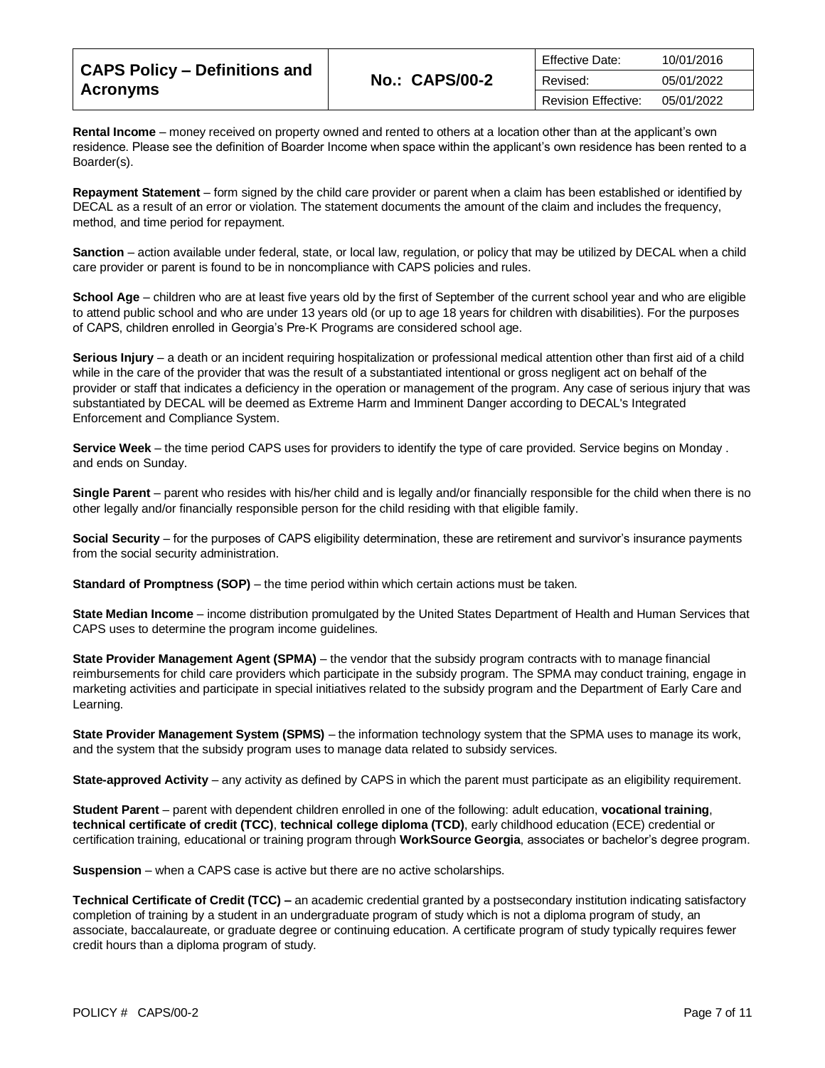**Rental Income** – money received on property owned and rented to others at a location other than at the applicant's own residence. Please see the definition of Boarder Income when space within the applicant's own residence has been rented to a Boarder(s).

**Repayment Statement** – form signed by the child care provider or parent when a claim has been established or identified by DECAL as a result of an error or violation. The statement documents the amount of the claim and includes the frequency, method, and time period for repayment.

**Sanction** – action available under federal, state, or local law, regulation, or policy that may be utilized by DECAL when a child care provider or parent is found to be in noncompliance with CAPS policies and rules.

**School Age** – children who are at least five years old by the first of September of the current school year and who are eligible to attend public school and who are under 13 years old (or up to age 18 years for children with disabilities). For the purposes of CAPS, children enrolled in Georgia's Pre-K Programs are considered school age.

**Serious Injury** – a death or an incident requiring hospitalization or professional medical attention other than first aid of a child while in the care of the provider that was the result of a substantiated intentional or gross negligent act on behalf of the provider or staff that indicates a deficiency in the operation or management of the program. Any case of serious injury that was substantiated by DECAL will be deemed as Extreme Harm and Imminent Danger according to DECAL's Integrated Enforcement and Compliance System.

**Service Week** – the time period CAPS uses for providers to identify the type of care provided. Service begins on Monday . and ends on Sunday.

**Single Parent** – parent who resides with his/her child and is legally and/or financially responsible for the child when there is no other legally and/or financially responsible person for the child residing with that eligible family.

**Social Security** – for the purposes of CAPS eligibility determination, these are retirement and survivor's insurance payments from the social security administration.

**Standard of Promptness (SOP)** – the time period within which certain actions must be taken.

**State Median Income** – income distribution promulgated by the United States Department of Health and Human Services that CAPS uses to determine the program income guidelines.

**State Provider Management Agent (SPMA)** – the vendor that the subsidy program contracts with to manage financial reimbursements for child care providers which participate in the subsidy program. The SPMA may conduct training, engage in marketing activities and participate in special initiatives related to the subsidy program and the Department of Early Care and Learning.

**State Provider Management System (SPMS)** – the information technology system that the SPMA uses to manage its work, and the system that the subsidy program uses to manage data related to subsidy services.

**State-approved Activity** – any activity as defined by CAPS in which the parent must participate as an eligibility requirement.

**Student Parent** – parent with dependent children enrolled in one of the following: adult education, **vocational training**, **technical certificate of credit (TCC)**, **technical college diploma (TCD)**, early childhood education (ECE) credential or certification training, educational or training program through **WorkSource Georgia**, associates or bachelor's degree program.

**Suspension** – when a CAPS case is active but there are no active scholarships.

**Technical Certificate of Credit (TCC) –** an academic credential granted by a postsecondary institution indicating satisfactory completion of training by a student in an undergraduate program of study which is not a diploma program of study, an associate, baccalaureate, or graduate degree or continuing education. A certificate program of study typically requires fewer credit hours than a diploma program of study.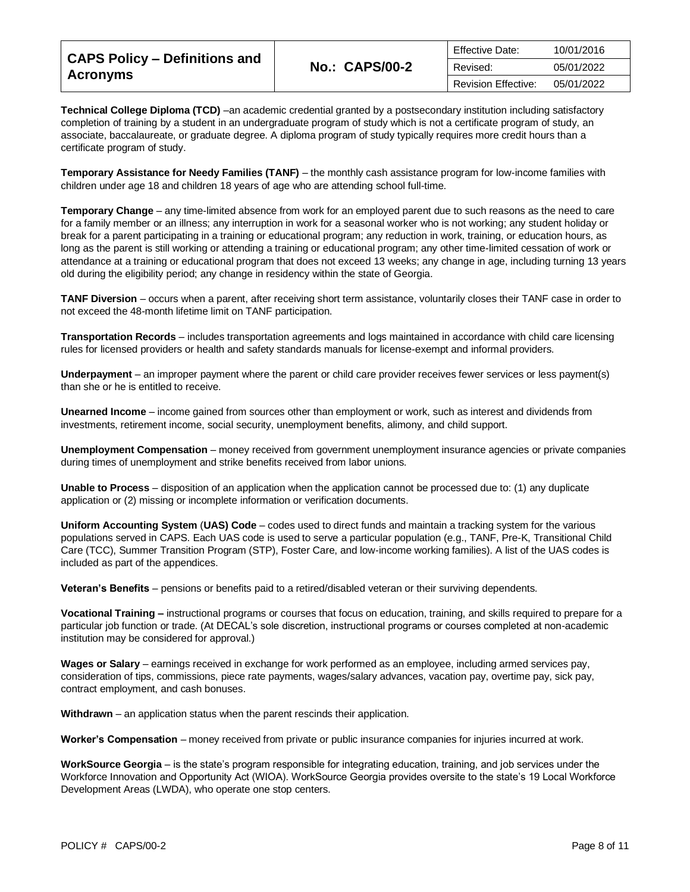**Technical College Diploma (TCD)** –an academic credential granted by a postsecondary institution including satisfactory completion of training by a student in an undergraduate program of study which is not a certificate program of study, an associate, baccalaureate, or graduate degree. A diploma program of study typically requires more credit hours than a certificate program of study.

**Temporary Assistance for Needy Families (TANF)** – the monthly cash assistance program for low-income families with children under age 18 and children 18 years of age who are attending school full-time.

**Temporary Change** – any time-limited absence from work for an employed parent due to such reasons as the need to care for a family member or an illness; any interruption in work for a seasonal worker who is not working; any student holiday or break for a parent participating in a training or educational program; any reduction in work, training, or education hours, as long as the parent is still working or attending a training or educational program; any other time-limited cessation of work or attendance at a training or educational program that does not exceed 13 weeks; any change in age, including turning 13 years old during the eligibility period; any change in residency within the state of Georgia.

**TANF Diversion** – occurs when a parent, after receiving short term assistance, voluntarily closes their TANF case in order to not exceed the 48-month lifetime limit on TANF participation.

**Transportation Records** – includes transportation agreements and logs maintained in accordance with child care licensing rules for licensed providers or health and safety standards manuals for license-exempt and informal providers.

**Underpayment** – an improper payment where the parent or child care provider receives fewer services or less payment(s) than she or he is entitled to receive.

**Unearned Income** – income gained from sources other than employment or work, such as interest and dividends from investments, retirement income, social security, unemployment benefits, alimony, and child support.

**Unemployment Compensation** – money received from government unemployment insurance agencies or private companies during times of unemployment and strike benefits received from labor unions.

**Unable to Process** – disposition of an application when the application cannot be processed due to: (1) any duplicate application or (2) missing or incomplete information or verification documents.

**Uniform Accounting System (UAS) Code** – codes used to direct funds and maintain a tracking system for the various populations served in CAPS. Each UAS code is used to serve a particular population (e.g., TANF, Pre-K, Transitional Child Care (TCC), Summer Transition Program (STP), Foster Care, and low-income working families). A list of the UAS codes is included as part of the appendices.

**Veteran's Benefits** – pensions or benefits paid to a retired/disabled veteran or their surviving dependents.

**Vocational Training –** instructional programs or courses that focus on education, training, and skills required to prepare for a particular job function or trade. (At DECAL's sole discretion, instructional programs or courses completed at non-academic institution may be considered for approval.)

**Wages or Salary** – earnings received in exchange for work performed as an employee, including armed services pay, consideration of tips, commissions, piece rate payments, wages/salary advances, vacation pay, overtime pay, sick pay, contract employment, and cash bonuses.

**Withdrawn** – an application status when the parent rescinds their application.

**Worker's Compensation** – money received from private or public insurance companies for injuries incurred at work.

**WorkSource Georgia** – is the state's program responsible for integrating education, training, and job services under the Workforce Innovation and Opportunity Act (WIOA). WorkSource Georgia provides oversite to the state's 19 Local Workforce Development Areas (LWDA), who operate one stop centers.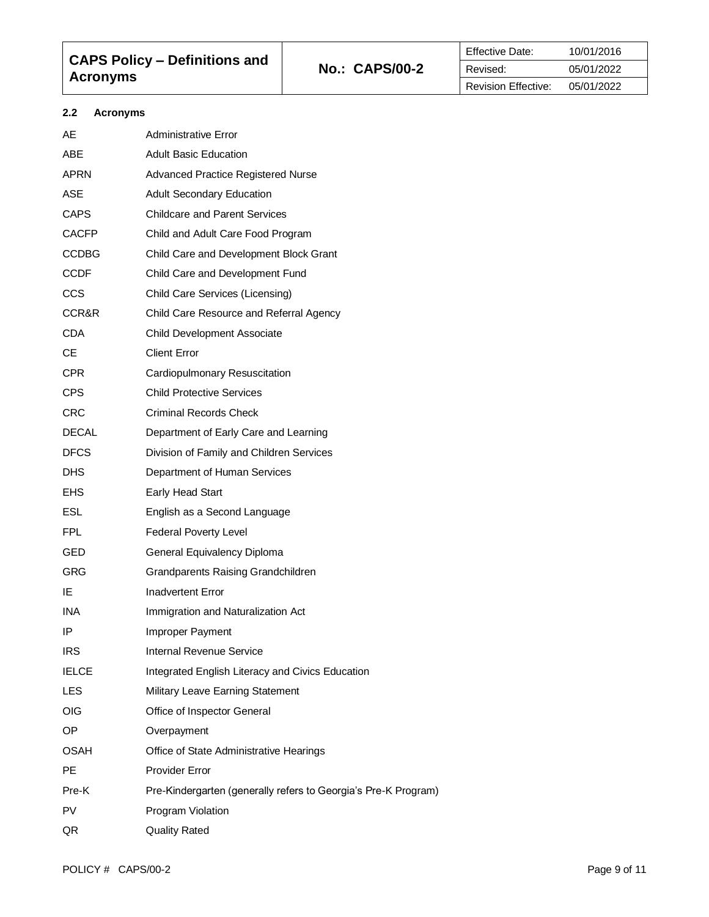### 2.2 Acronyms

| | |
|---|---|
| AE | Administrative Error |
| ABE | Adult Basic Education |
| APRN | Advanced Practice Registered Nurse |
| ASE | Adult Secondary Education |
| CAPS | Childcare and Parent Services |
| CACFP | Child and Adult Care Food Program |
| CCDBG | Child Care and Development Block Grant |
| CCDF | Child Care and Development Fund |
| CCS | Child Care Services (Licensing) |
| CCR&R | Child Care Resource and Referral Agency |
| CDA | Child Development Associate |
| CE | Client Error |
| CPR | Cardiopulmonary Resuscitation |
| CPS | Child Protective Services |
| CRC | Criminal Records Check |
| DECAL | Department of Early Care and Learning |
| DFCS | Division of Family and Children Services |
| DHS | Department of Human Services |
| EHS | Early Head Start |
| ESL | English as a Second Language |
| FPL | Federal Poverty Level |
| GED | General Equivalency Diploma |
| GRG | Grandparents Raising Grandchildren |
| IE | Inadvertent Error |
| INA | Immigration and Naturalization Act |
| IP | Improper Payment |
| IRS | Internal Revenue Service |
| IELCE | Integrated English Literacy and Civics Education |
| LES | Military Leave Earning Statement |
| OIG | Office of Inspector General |
| OP | Overpayment |
| OSAH | Office of State Administrative Hearings |
| PE | Provider Error |
| Pre-K | Pre-Kindergarten (generally refers to Georgia's Pre-K Program) |
| PV | Program Violation |
| QR | Quality Rated |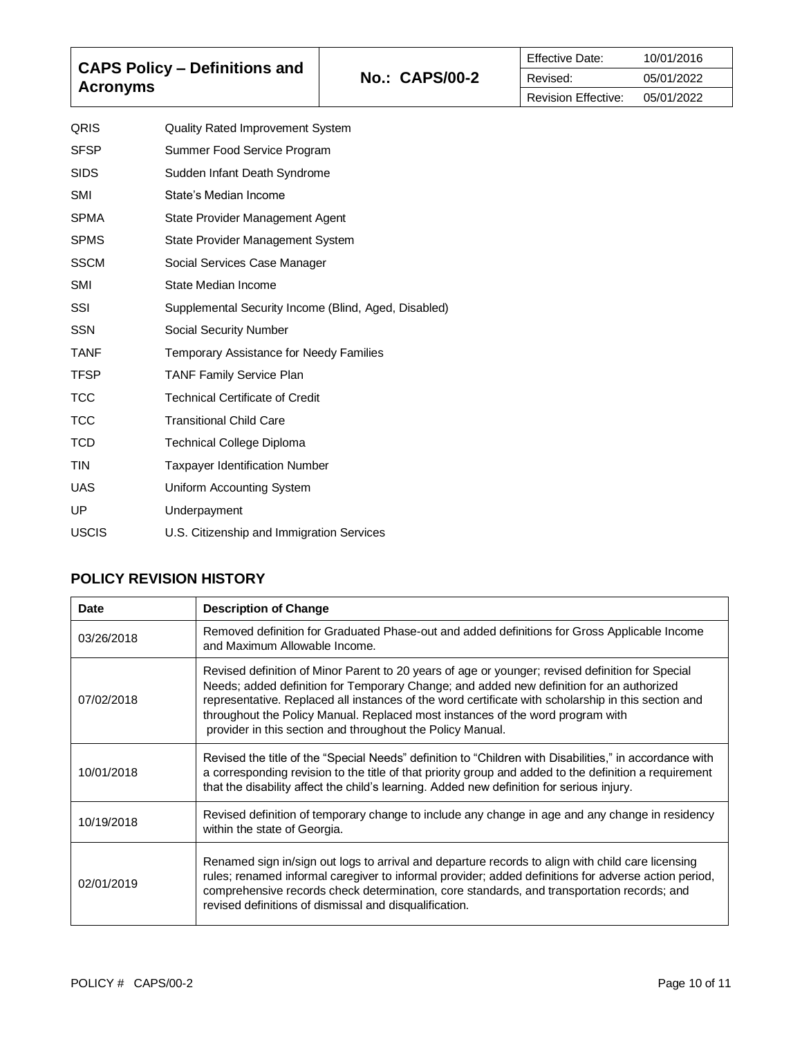| | |
|---|---|
| QRIS | Quality Rated Improvement System |
| SFSP | Summer Food Service Program |
| SIDS | Sudden Infant Death Syndrome |
| SMI | State's Median Income |
| SPMA | State Provider Management Agent |
| SPMS | State Provider Management System |
| SSCM | Social Services Case Manager |
| SMI | State Median Income |
| SSI | Supplemental Security Income (Blind, Aged, Disabled) |
| SSN | Social Security Number |
| TANF | Temporary Assistance for Needy Families |
| TFSP | TANF Family Service Plan |
| TCC | Technical Certificate of Credit |
| TCC | Transitional Child Care |
| TCD | Technical College Diploma |
| TIN | Taxpayer Identification Number |
| UAS | Uniform Accounting System |
| UP | Underpayment |
| USCIS | U.S. Citizenship and Immigration Services |

## POLICY REVISION HISTORY

| Date | Description of Change |
|---|---|
| 03/26/2018 | Removed definition for Graduated Phase-out and added definitions for Gross Applicable Income and Maximum Allowable Income. |
| 07/02/2018 | Revised definition of Minor Parent to 20 years of age or younger; revised definition for Special Needs; added definition for Temporary Change; and added new definition for an authorized representative. Replaced all instances of the word certificate with scholarship in this section and throughout the Policy Manual. Replaced most instances of the word program with provider in this section and throughout the Policy Manual. |
| 10/01/2018 | Revised the title of the "Special Needs" definition to "Children with Disabilities," in accordance with a corresponding revision to the title of that priority group and added to the definition a requirement that the disability affect the child's learning. Added new definition for serious injury. |
| 10/19/2018 | Revised definition of temporary change to include any change in age and any change in residency within the state of Georgia. |
| 02/01/2019 | Renamed sign in/sign out logs to arrival and departure records to align with child care licensing rules; renamed informal caregiver to informal provider; added definitions for adverse action period, comprehensive records check determination, core standards, and transportation records; and revised definitions of dismissal and disqualification. |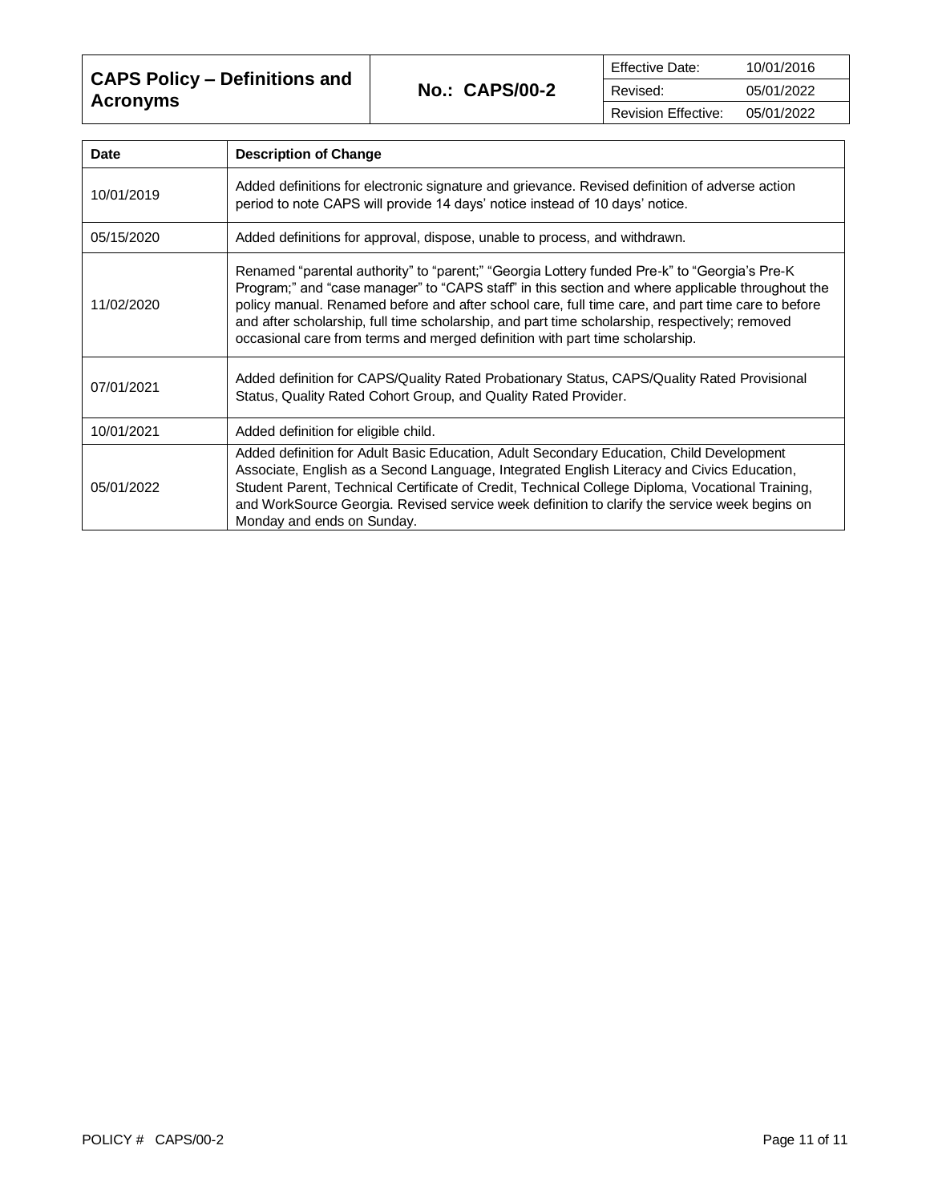| CAPS Policy – Definitions and Acronyms | No.: CAPS/00-2 | Effective Date: | 10/01/2016 |
|---|---|---|---|
| | | Revised: | 05/01/2022 |
| | | Revision Effective: | 05/01/2022 |

| Date | Description of Change |
|---|---|
| 10/01/2019 | Added definitions for electronic signature and grievance. Revised definition of adverse action period to note CAPS will provide 14 days' notice instead of 10 days' notice. |
| 05/15/2020 | Added definitions for approval, dispose, unable to process, and withdrawn. |
| 11/02/2020 | Renamed "parental authority" to "parent;" "Georgia Lottery funded Pre-k" to "Georgia's Pre-K Program;" and "case manager" to "CAPS staff" in this section and where applicable throughout the policy manual. Renamed before and after school care, full time care, and part time care to before and after scholarship, full time scholarship, and part time scholarship, respectively; removed occasional care from terms and merged definition with part time scholarship. |
| 07/01/2021 | Added definition for CAPS/Quality Rated Probationary Status, CAPS/Quality Rated Provisional Status, Quality Rated Cohort Group, and Quality Rated Provider. |
| 10/01/2021 | Added definition for eligible child. |
| 05/01/2022 | Added definition for Adult Basic Education, Adult Secondary Education, Child Development Associate, English as a Second Language, Integrated English Literacy and Civics Education, Student Parent, Technical Certificate of Credit, Technical College Diploma, Vocational Training, and WorkSource Georgia. Revised service week definition to clarify the service week begins on Monday and ends on Sunday. |